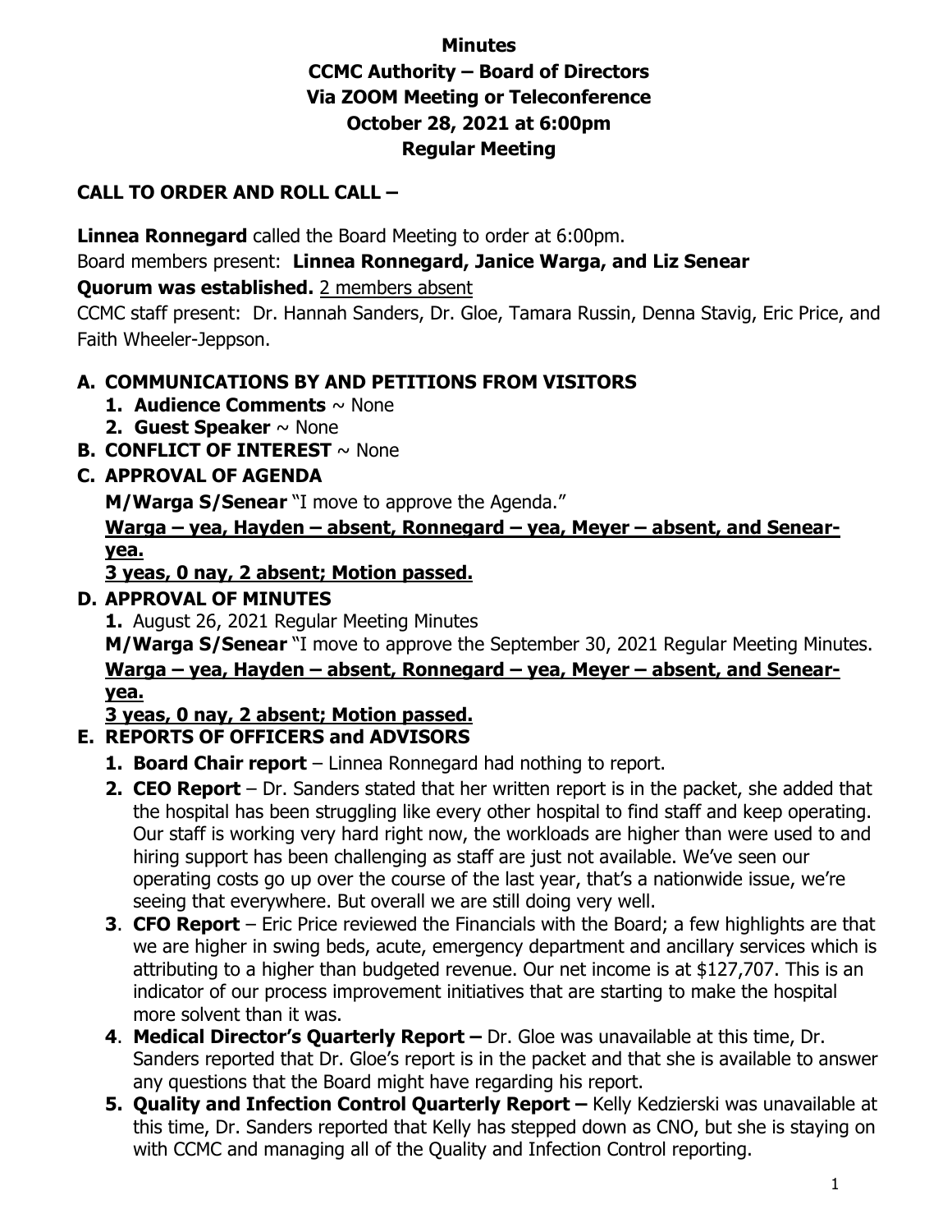# Minutes
## CCMC Authority – Board of Directors
## Via ZOOM Meeting or Teleconference
## October 28, 2021 at 6:00pm
## Regular Meeting

## CALL TO ORDER AND ROLL CALL –

**Linnea Ronnegard** called the Board Meeting to order at 6:00pm.

Board members present: **Linnea Ronnegard, Janice Warga, and Liz Senear**

**Quorum was established.** <u>2 members absent</u>

CCMC staff present: Dr. Hannah Sanders, Dr. Gloe, Tamara Russin, Denna Stavig, Eric Price, and Faith Wheeler-Jeppson.

**A. COMMUNICATIONS BY AND PETITIONS FROM VISITORS**

1. **Audience Comments** ~ None
2. **Guest Speaker** ~ None

**B. CONFLICT OF INTEREST** ~ None

**C. APPROVAL OF AGENDA**

**M/Warga S/Senear** "I move to approve the Agenda."

**<u>Warga – yea, Hayden – absent, Ronnegard – yea, Meyer – absent, and Senear-yea.</u>**

**<u>3 yeas, 0 nay, 2 absent; Motion passed.</u>**

**D. APPROVAL OF MINUTES**

1. August 26, 2021 Regular Meeting Minutes

**M/Warga S/Senear** "I move to approve the September 30, 2021 Regular Meeting Minutes.

**<u>Warga – yea, Hayden – absent, Ronnegard – yea, Meyer – absent, and Senear-yea.</u>**

**<u>3 yeas, 0 nay, 2 absent; Motion passed.</u>**

**E. REPORTS OF OFFICERS and ADVISORS**

1. **Board Chair report** – Linnea Ronnegard had nothing to report.
2. **CEO Report** – Dr. Sanders stated that her written report is in the packet, she added that the hospital has been struggling like every other hospital to find staff and keep operating. Our staff is working very hard right now, the workloads are higher than were used to and hiring support has been challenging as staff are just not available. We've seen our operating costs go up over the course of the last year, that's a nationwide issue, we're seeing that everywhere. But overall we are still doing very well.
3. **CFO Report** – Eric Price reviewed the Financials with the Board; a few highlights are that we are higher in swing beds, acute, emergency department and ancillary services which is attributing to a higher than budgeted revenue. Our net income is at $127,707. This is an indicator of our process improvement initiatives that are starting to make the hospital more solvent than it was.
4. **Medical Director's Quarterly Report –** Dr. Gloe was unavailable at this time, Dr. Sanders reported that Dr. Gloe's report is in the packet and that she is available to answer any questions that the Board might have regarding his report.
5. **Quality and Infection Control Quarterly Report –** Kelly Kedzierski was unavailable at this time, Dr. Sanders reported that Kelly has stepped down as CNO, but she is staying on with CCMC and managing all of the Quality and Infection Control reporting.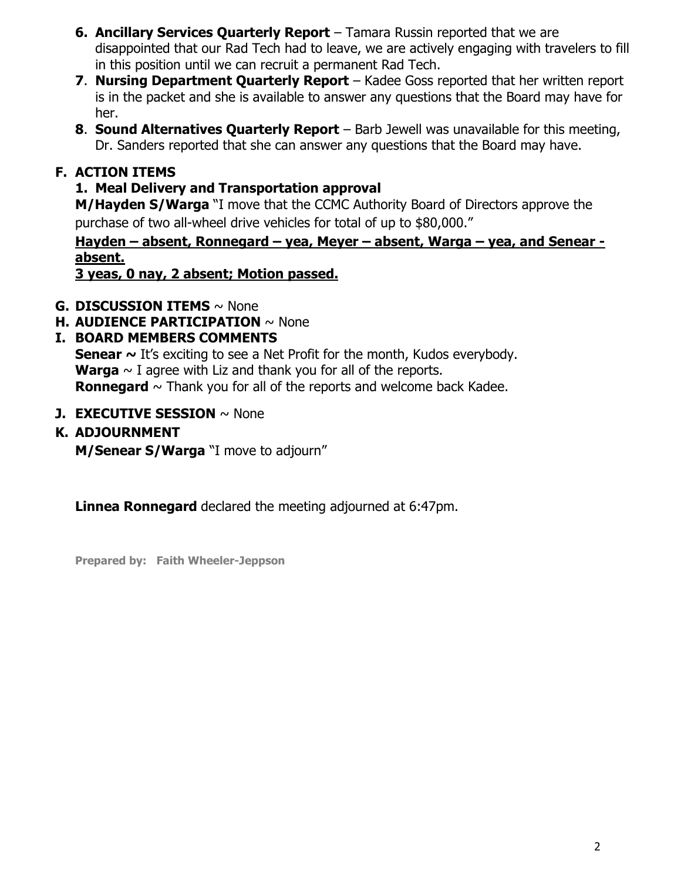6. **Ancillary Services Quarterly Report** – Tamara Russin reported that we are disappointed that our Rad Tech had to leave, we are actively engaging with travelers to fill in this position until we can recruit a permanent Rad Tech.
7. **Nursing Department Quarterly Report** – Kadee Goss reported that her written report is in the packet and she is available to answer any questions that the Board may have for her.
8. **Sound Alternatives Quarterly Report** – Barb Jewell was unavailable for this meeting, Dr. Sanders reported that she can answer any questions that the Board may have.

## F. ACTION ITEMS

### 1. Meal Delivery and Transportation approval

**M/Hayden S/Warga** "I move that the CCMC Authority Board of Directors approve the purchase of two all-wheel drive vehicles for total of up to $80,000."

**Hayden – absent, Ronnegard – yea, Meyer – absent, Warga – yea, and Senear - absent.**
**3 yeas, 0 nay, 2 absent; Motion passed.**

## G. DISCUSSION ITEMS ~ None

## H. AUDIENCE PARTICIPATION ~ None

## I. BOARD MEMBERS COMMENTS

**Senear ~** It's exciting to see a Net Profit for the month, Kudos everybody.
**Warga** ~ I agree with Liz and thank you for all of the reports.
**Ronnegard** ~ Thank you for all of the reports and welcome back Kadee.

## J. EXECUTIVE SESSION ~ None

## K. ADJOURNMENT

**M/Senear S/Warga** "I move to adjourn"

**Linnea Ronnegard** declared the meeting adjourned at 6:47pm.

**Prepared by: Faith Wheeler-Jeppson**